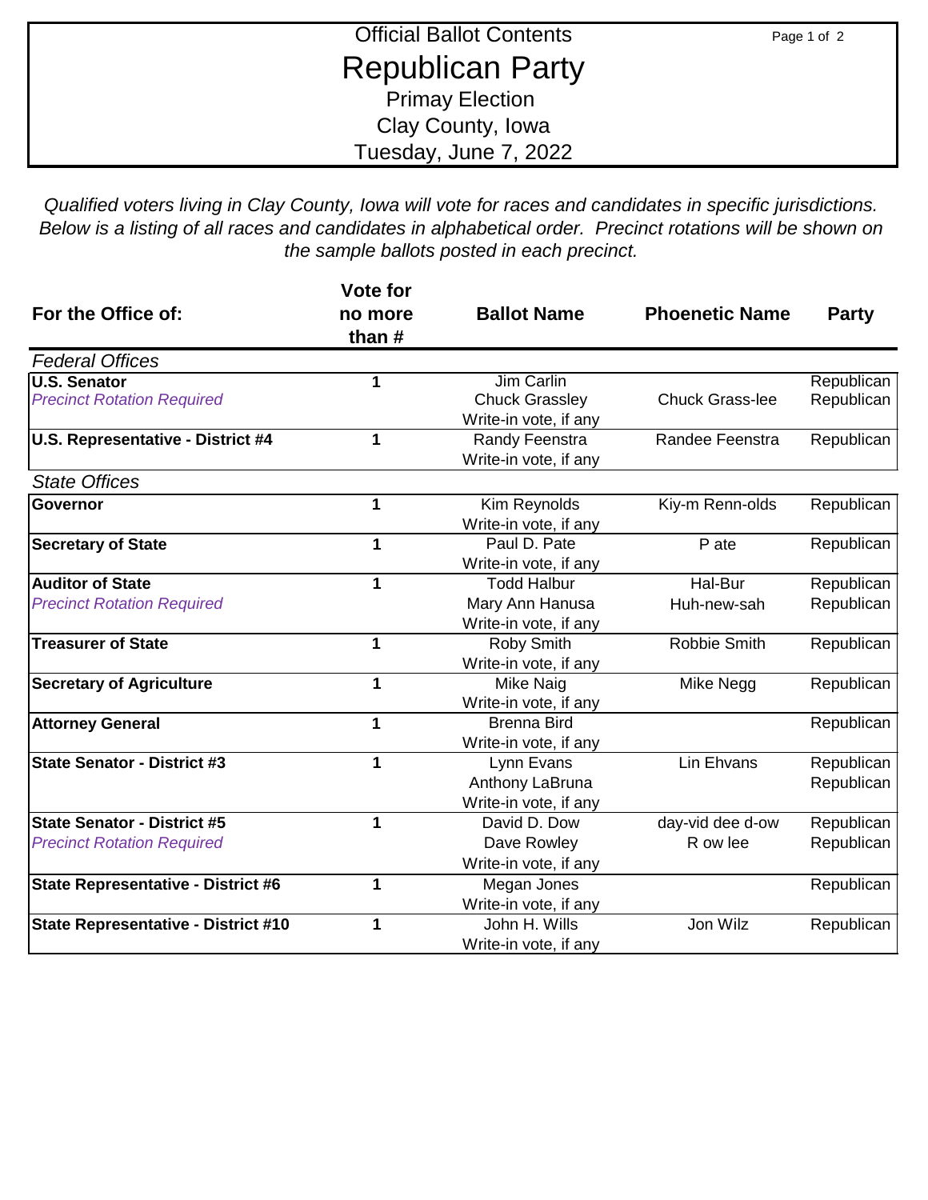# Official Ballot Contents

## Republican Party

### Primay Election

### Clay County, Iowa

### Tuesday, June 7, 2022

*Qualified voters living in Clay County, Iowa will vote for races and candidates in specific jurisdictions. Below is a listing of all races and candidates in alphabetical order. Precinct rotations will be shown on the sample ballots posted in each precinct.*

| For the Office of: | Vote for no more than # | Ballot Name | Phoenetic Name | Party |
|---|---|---|---|---|
| *Federal Offices* | | | | |
| **U.S. Senator** | 1 | Jim Carlin | | Republican |
| *Precinct Rotation Required* | | Chuck Grassley | Chuck Grass-lee | Republican |
| | | Write-in vote, if any | | |
| **U.S. Representative - District #4** | 1 | Randy Feenstra | Randee Feenstra | Republican |
| | | Write-in vote, if any | | |
| *State Offices* | | | | |
| **Governor** | 1 | Kim Reynolds | Kiy-m Renn-olds | Republican |
| | | Write-in vote, if any | | |
| **Secretary of State** | 1 | Paul D. Pate | P ate | Republican |
| | | Write-in vote, if any | | |
| **Auditor of State** | 1 | Todd Halbur | Hal-Bur | Republican |
| *Precinct Rotation Required* | | Mary Ann Hanusa | Huh-new-sah | Republican |
| | | Write-in vote, if any | | |
| **Treasurer of State** | 1 | Roby Smith | Robbie Smith | Republican |
| | | Write-in vote, if any | | |
| **Secretary of Agriculture** | 1 | Mike Naig | Mike Negg | Republican |
| | | Write-in vote, if any | | |
| **Attorney General** | 1 | Brenna Bird | | Republican |
| | | Write-in vote, if any | | |
| **State Senator - District #3** | 1 | Lynn Evans | Lin Ehvans | Republican |
| | | Anthony LaBruna | | Republican |
| | | Write-in vote, if any | | |
| **State Senator - District #5** | 1 | David D. Dow | day-vid dee d-ow | Republican |
| *Precinct Rotation Required* | | Dave Rowley | R ow lee | Republican |
| | | Write-in vote, if any | | |
| **State Representative - District #6** | 1 | Megan Jones | | Republican |
| | | Write-in vote, if any | | |
| **State Representative - District #10** | 1 | John H. Wills | Jon Wilz | Republican |
| | | Write-in vote, if any | | |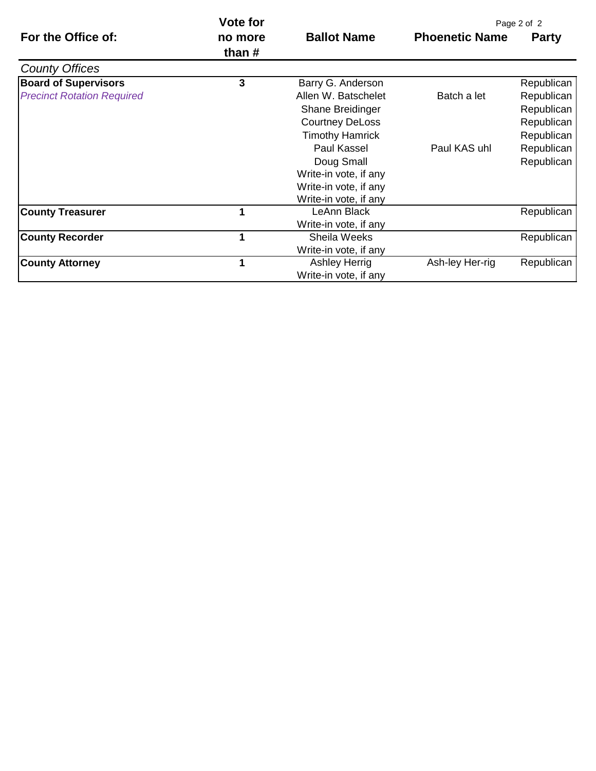| For the Office of: | Vote for no more than # | Ballot Name | Phoenetic Name | Party |
|---|---|---|---|---|
| *County Offices* | | | | |
| **Board of Supervisors** | **3** | Barry G. Anderson | | Republican |
| *Precinct Rotation Required* | | Allen W. Batschelet | Batch a let | Republican |
| | | Shane Breidinger | | Republican |
| | | Courtney DeLoss | | Republican |
| | | Timothy Hamrick | | Republican |
| | | Paul Kassel | Paul KAS uhl | Republican |
| | | Doug Small | | Republican |
| | | Write-in vote, if any | | |
| | | Write-in vote, if any | | |
| | | Write-in vote, if any | | |
| **County Treasurer** | **1** | LeAnn Black | | Republican |
| | | Write-in vote, if any | | |
| **County Recorder** | **1** | Sheila Weeks | | Republican |
| | | Write-in vote, if any | | |
| **County Attorney** | **1** | Ashley Herrig | Ash-ley Her-rig | Republican |
| | | Write-in vote, if any | | |